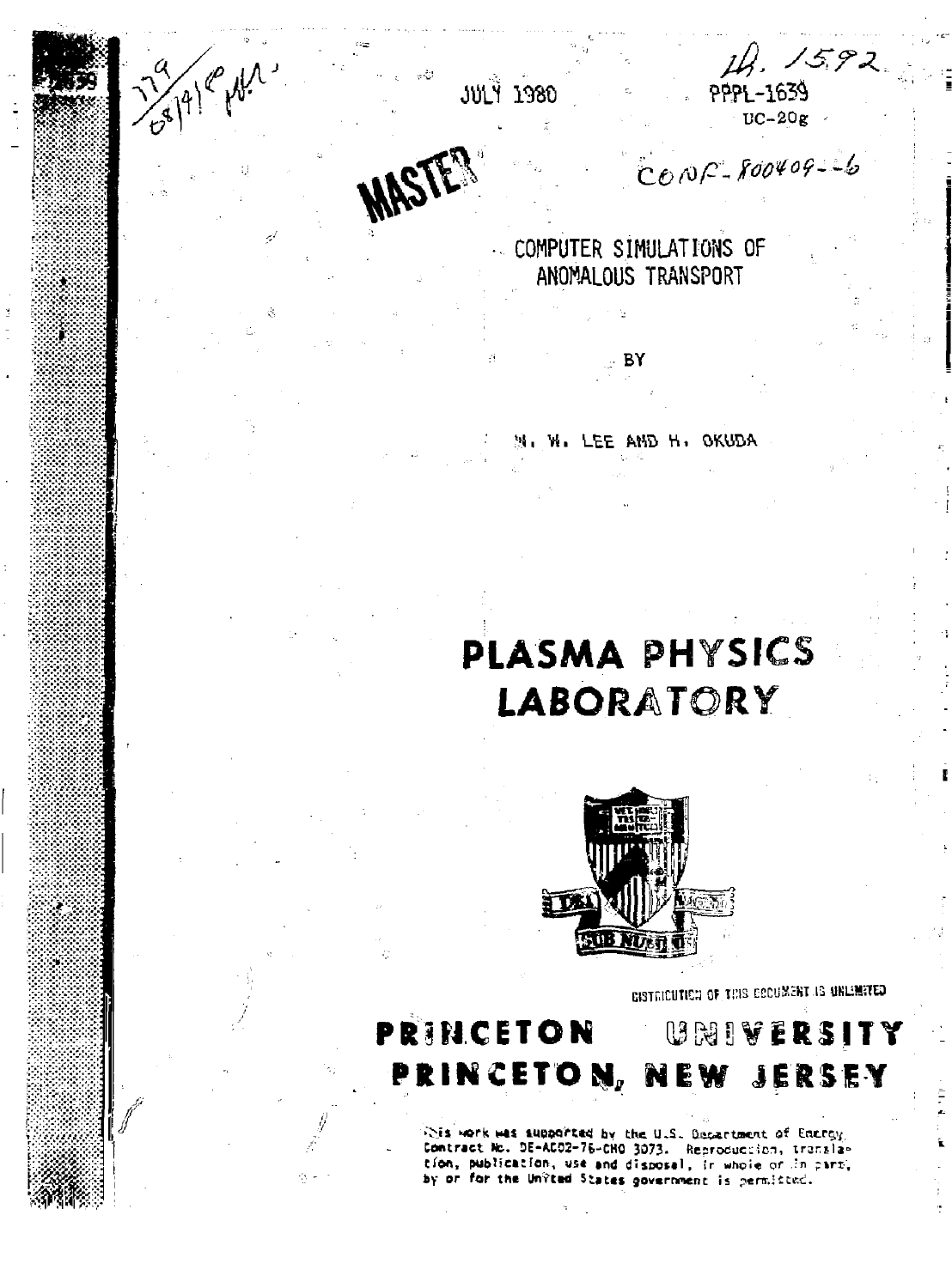JULY 1980

PPPL-1639
UC-20g

MASTER

CONF-800409--6

# COMPUTER SIMULATIONS OF ANOMALOUS TRANSPORT

BY

W. W. LEE AND H. OKUDA

# PLASMA PHYSICS LABORATORY

DISTRIBUTION OF THIS DOCUMENT IS UNLIMITED

# PRINCETON UNIVERSITY PRINCETON, NEW JERSEY

This work was supported by the U.S. Department of Energy Contract No. DE-AC02-76-CHO 3073. Reproduction, translation, publication, use and disposal, in whole or in part, by or for the United States government is permitted.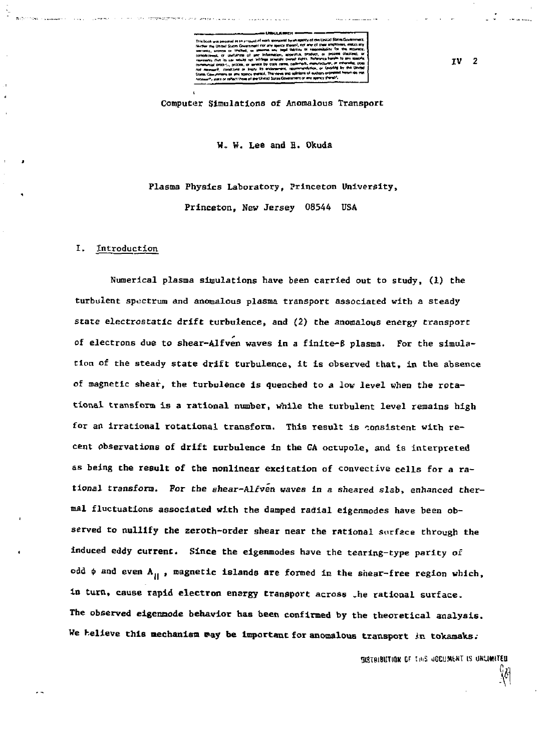Computer Simulations of Anomalous Transport

W. W. Lee and H. Okuda

Plasma Physics Laboratory, Princeton University,

Princeton, New Jersey 08544 USA

## I. Introduction

Numerical plasma simulations have been carried out to study, (1) the turbulent spectrum and anomalous plasma transport associated with a steady state electrostatic drift turbulence, and (2) the anomalous energy transport of electrons due to shear-Alfvén waves in a finite-$\beta$ plasma. For the simulation of the steady state drift turbulence, it is observed that, in the absence of magnetic shear, the turbulence is quenched to a low level when the rotational transform is a rational number, while the turbulent level remains high for an irrational rotational transform. This result is consistent with recent observations of drift turbulence in the GA octupole, and is interpreted as being the result of the nonlinear excitation of convective cells for a rational transform. For the shear-Alfvén waves in a sheared slab, enhanced thermal fluctuations associated with the damped radial eigenmodes have been observed to nullify the zeroth-order shear near the rational surface through the induced eddy current. Since the eigenmodes have the tearing-type parity of odd $\phi$ and even $A_{||}$, magnetic islands are formed in the shear-free region which, in turn, cause rapid electron energy transport across the rational surface. The observed eigenmode behavior has been confirmed by the theoretical analysis. We believe this mechanism may be important for anomalous transport in tokamaks.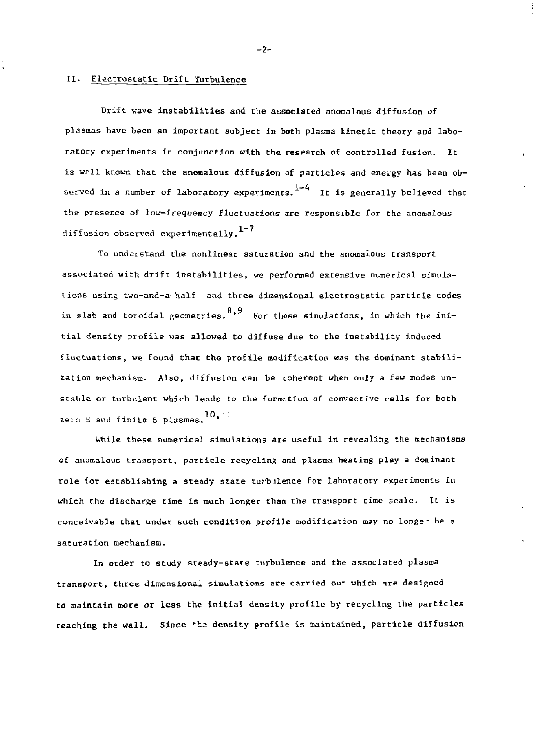## II. Electrostatic Drift Turbulence

Drift wave instabilities and the associated anomalous diffusion of plasmas have been an important subject in both plasma kinetic theory and laboratory experiments in conjunction with the research of controlled fusion. It is well known that the anomalous diffusion of particles and energy has been observed in a number of laboratory experiments.[1-4] It is generally believed that the presence of low-frequency fluctuations are responsible for the anomalous diffusion observed experimentally.[1-7]

To understand the nonlinear saturation and the anomalous transport associated with drift instabilities, we performed extensive numerical simulations using two-and-a-half and three dimensional electrostatic particle codes in slab and toroidal geometries.[8,9] For those simulations, in which the initial density profile was allowed to diffuse due to the instability induced fluctuations, we found that the profile modification was the dominant stabilization mechanism. Also, diffusion can be coherent when only a few modes unstable or turbulent which leads to the formation of convective cells for both zero $\beta$ and finite $\beta$ plasmas.[10,11]

While these numerical simulations are useful in revealing the mechanisms of anomalous transport, particle recycling and plasma heating play a dominant role for establishing a steady state turbulence for laboratory experiments in which the discharge time is much longer than the transport time scale. It is conceivable that under such condition profile modification may no longer be a saturation mechanism.

In order to study steady-state turbulence and the associated plasma transport, three dimensional simulations are carried out which are designed to maintain more or less the initial density profile by recycling the particles reaching the wall. Since the density profile is maintained, particle diffusion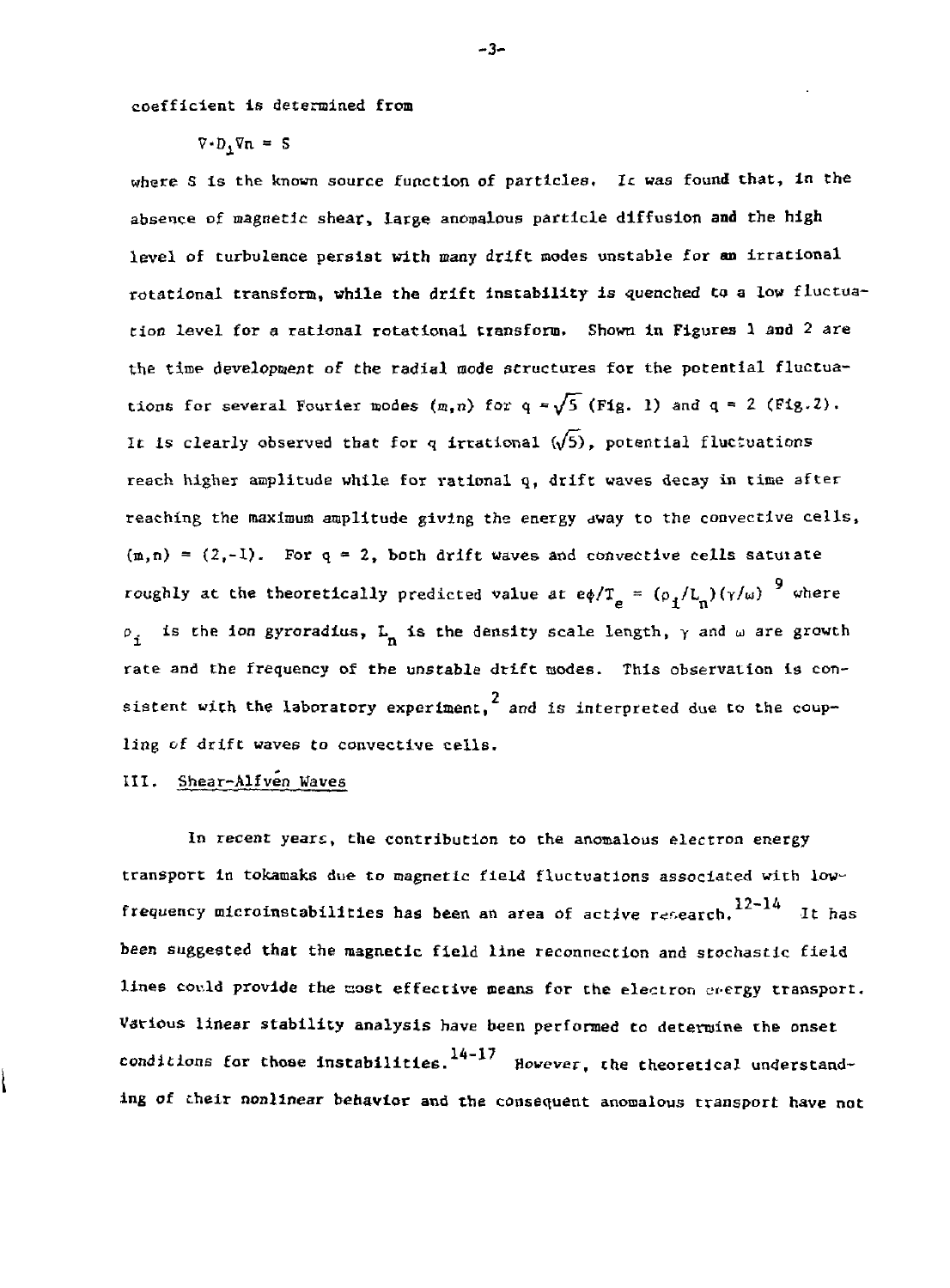coefficient is determined from

$$\nabla \cdot D_{\perp} \nabla n = S$$

where S is the known source function of particles. It was found that, in the absence of magnetic shear, large anomalous particle diffusion and the high level of turbulence persist with many drift modes unstable for an irrational rotational transform, while the drift instability is quenched to a low fluctuation level for a rational rotational transform. Shown in Figures 1 and 2 are the time development of the radial mode structures for the potential fluctuations for several Fourier modes $(m,n)$ for $q = \sqrt{5}$ (Fig. 1) and $q = 2$ (Fig. 2). It is clearly observed that for q irrational ($\sqrt{5}$), potential fluctuations reach higher amplitude while for rational q, drift waves decay in time after reaching the maximum amplitude giving the energy away to the convective cells, $(m,n) = (2,-1)$. For $q = 2$, both drift waves and convective cells saturate roughly at the theoretically predicted value at $e\phi/T_e = (\rho_i/L_n)(\gamma/\omega)$ [9] where $\rho_i$ is the ion gyroradius, $L_n$ is the density scale length, $\gamma$ and $\omega$ are growth rate and the frequency of the unstable drift modes. This observation is consistent with the laboratory experiment,[2] and is interpreted due to the coupling of drift waves to convective cells.

## III. Shear-Alfvén Waves

In recent years, the contribution to the anomalous electron energy transport in tokamaks due to magnetic field fluctuations associated with low-frequency microinstabilities has been an area of active research.[12-14] It has been suggested that the magnetic field line reconnection and stochastic field lines could provide the most effective means for the electron energy transport. Various linear stability analysis have been performed to determine the onset conditions for those instabilities.[14-17] However, the theoretical understanding of their nonlinear behavior and the consequent anomalous transport have not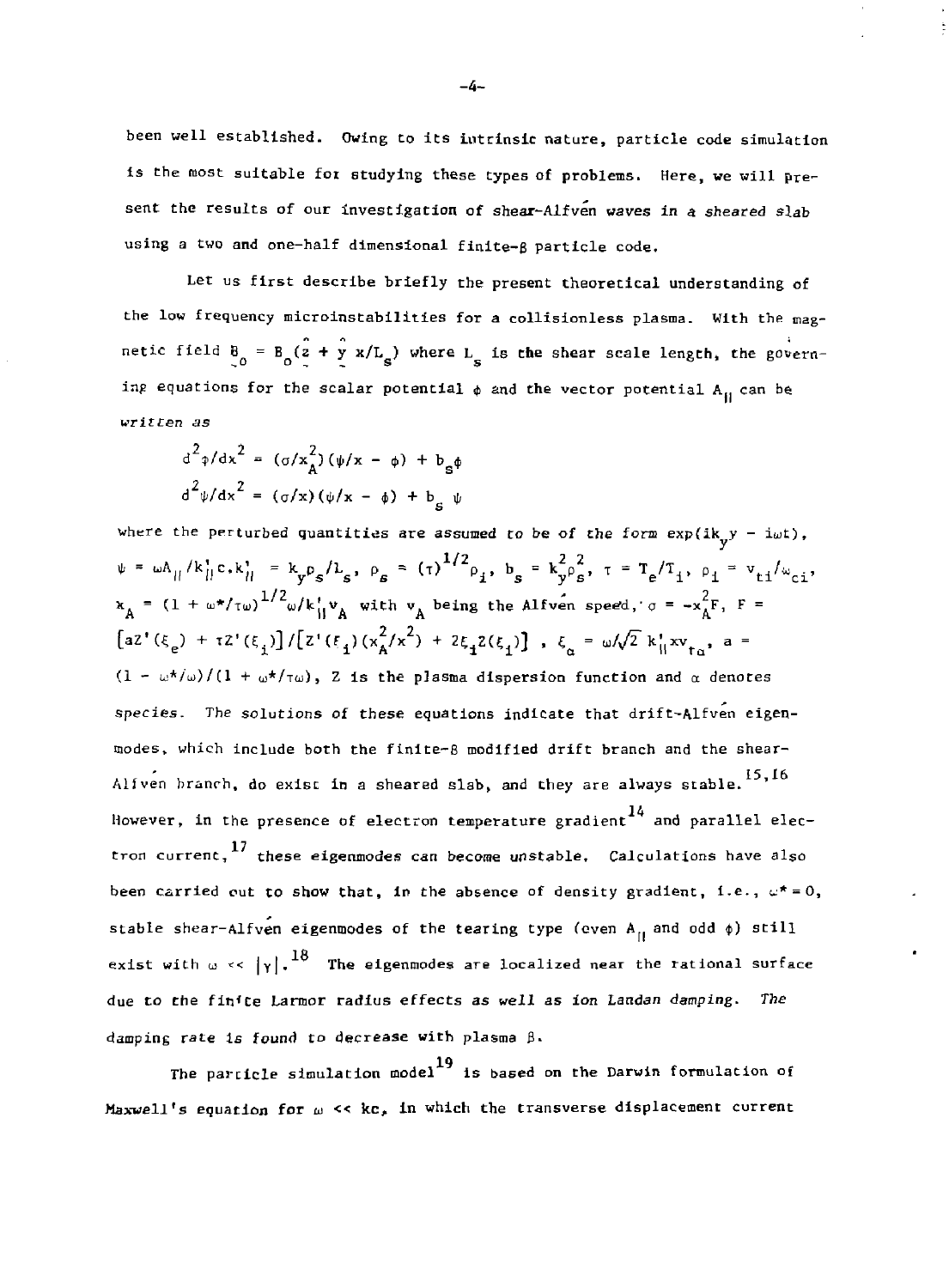been well established. Owing to its intrinsic nature, particle code simulation is the most suitable for studying these types of problems. Here, we will present the results of our investigation of shear-Alfvén waves in a sheared slab using a two and one-half dimensional finite-$\beta$ particle code.

Let us first describe briefly the present theoretical understanding of the low frequency microinstabilities for a collisionless plasma. With the magnetic field $\underset{\sim}{B}_0 = B_0(\hat{\underset{\sim}{z}} + \hat{\underset{\sim}{y}}\, x/L_s)$ where $L_s$ is the shear scale length, the governing equations for the scalar potential $\phi$ and the vector potential $A_{\|}$ can be written as

$$d^2\phi/dx^2 = (\sigma/x_A^2)(\psi/x - \phi) + b_s\phi$$

$$d^2\psi/dx^2 = (\sigma/x)(\psi/x - \phi) + b_s\,\psi$$

where the perturbed quantities are assumed to be of the form $\exp(ik_y y - i\omega t)$, $\psi = \omega A_{\|}/k_{\|}'c, k_{\|}' = k_y\rho_s/L_s$, $\rho_s = (\tau)^{1/2}\rho_i$, $b_s = k_y^2\rho_s^2$, $\tau = T_e/T_i$, $\rho_i = v_{ti}/\omega_{ci}$, $x_A = (1 + \omega^*/\tau\omega)^{1/2}\omega/k_{\|}'v_A$ with $v_A$ being the Alfvén speed, $\sigma = -x_A^2 F$, $F = \left[aZ'(\xi_e) + \tau Z'(\xi_i)\right]/\left[Z'(\xi_i)(x_A^2/x^2) + 2\xi_i Z(\xi_i)\right]$, $\xi_\alpha = \omega/\sqrt{2}\,k_{\|}'xv_{t\alpha}$, $a = (1 - \omega^*/\omega)/(1 + \omega^*/\tau\omega)$, $Z$ is the plasma dispersion function and $\alpha$ denotes species. The solutions of these equations indicate that drift-Alfvén eigenmodes, which include both the finite-$\beta$ modified drift branch and the shear-Alfvén branch, do exist in a sheared slab, and they are always stable.[15,16] However, in the presence of electron temperature gradient[14] and parallel electron current,[17] these eigenmodes can become unstable. Calculations have also been carried out to show that, in the absence of density gradient, i.e., $\omega^* = 0$, stable shear-Alfvén eigenmodes of the tearing type (even $A_{\|}$ and odd $\phi$) still exist with $\omega << |\gamma|$.[18] The eigenmodes are localized near the rational surface due to the finite Larmor radius effects as well as ion Landau damping. The damping rate is found to decrease with plasma $\beta$.

The particle simulation model[19] is based on the Darwin formulation of Maxwell's equation for $\omega << kc$, in which the transverse displacement current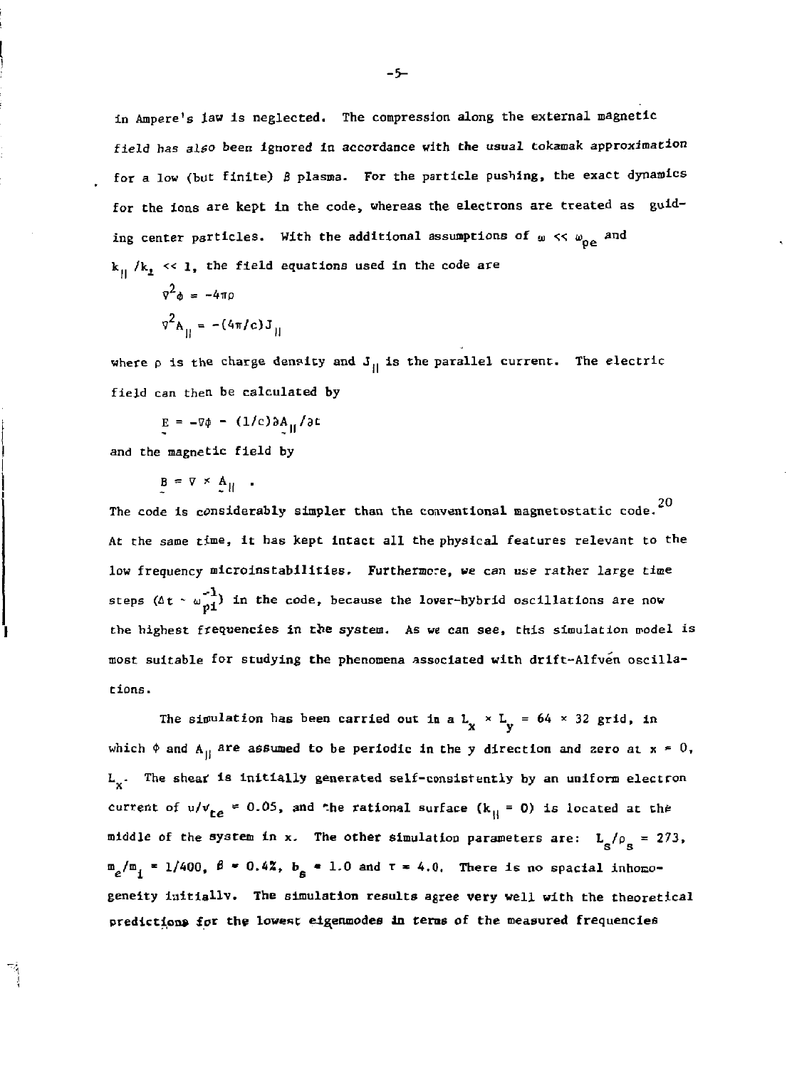in Ampere's law is neglected. The compression along the external magnetic field has also been ignored in accordance with the usual tokamak approximation for a low (but finite) $\beta$ plasma. For the particle pushing, the exact dynamics for the ions are kept in the code, whereas the electrons are treated as guiding center particles. With the additional assumptions of $\omega \ll \omega_{pe}$ and $k_{\parallel}/k_{\perp} \ll 1$, the field equations used in the code are

$$\nabla^2\phi = -4\pi\rho$$

$$\nabla^2 A_{\parallel} = -(4\pi/c)J_{\parallel}$$

where $\rho$ is the charge density and $J_{\parallel}$ is the parallel current. The electric field can then be calculated by

$$\underset{\sim}{E} = -\nabla\phi - (1/c)\partial \underset{\sim}{A}_{\parallel}/\partial t$$

and the magnetic field by

$$\underset{\sim}{B} = \nabla \times \underset{\sim}{A}_{\parallel} \quad .$$

The code is considerably simpler than the conventional magnetostatic code.[20] At the same time, it has kept intact all the physical features relevant to the low frequency microinstabilities. Furthermore, we can use rather large time steps ($\Delta t \sim \omega_{pi}^{-1}$) in the code, because the lower-hybrid oscillations are now the highest frequencies in the system. As we can see, this simulation model is most suitable for studying the phenomena associated with drift-Alfvén oscillations.

The simulation has been carried out in a $L_x \times L_y = 64 \times 32$ grid, in which $\phi$ and $A_{\parallel}$ are assumed to be periodic in the y direction and zero at $x = 0$, $L_x$. The shear is initially generated self-consistently by an uniform electron current of $u/v_{te} = 0.05$, and the rational surface ($k_{\parallel} = 0$) is located at the middle of the system in x. The other simulation parameters are: $L_s/\rho_s = 273$, $m_e/m_i = 1/400$, $\beta = 0.4\%$, $b_s = 1.0$ and $\tau = 4.0$. There is no spacial inhomogeneity initially. The simulation results agree very well with the theoretical predictions for the lowest eigenmodes in terms of the measured frequencies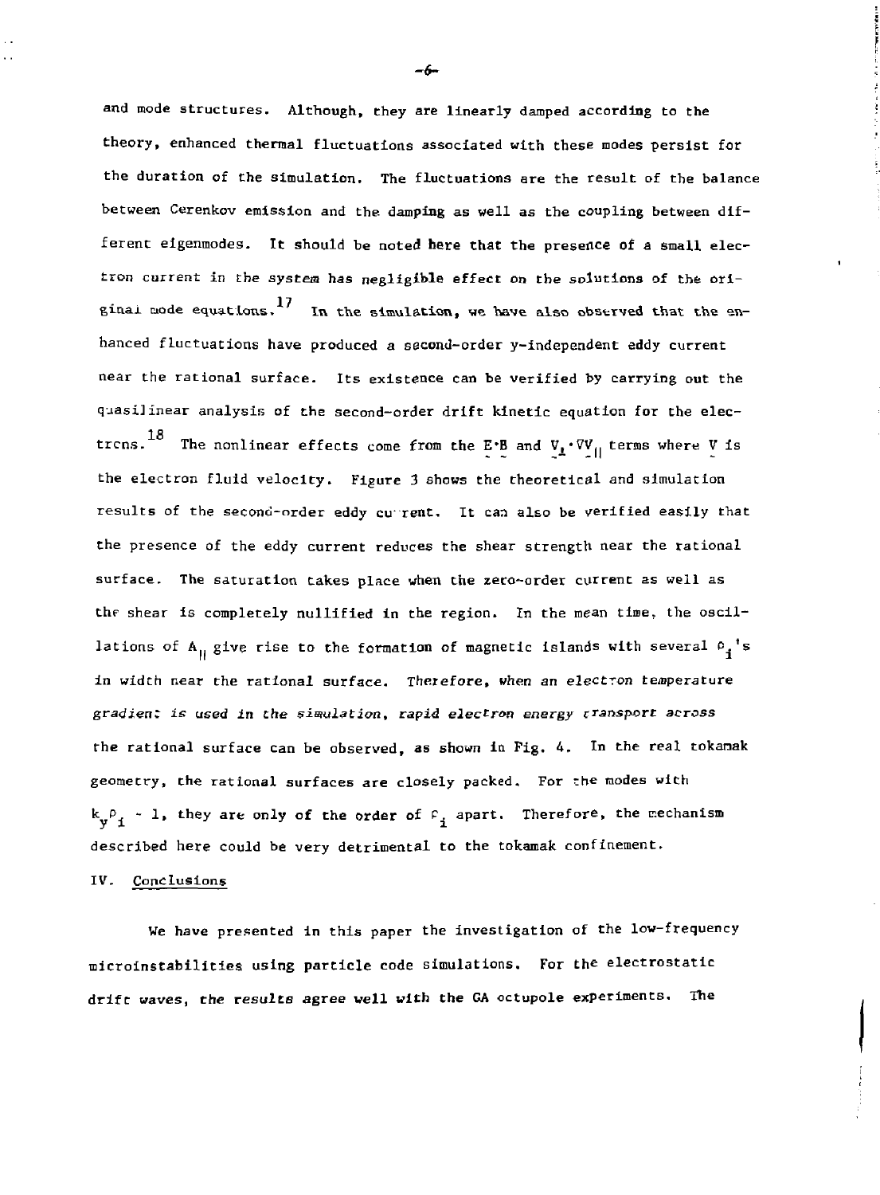and mode structures. Although, they are linearly damped according to the theory, enhanced thermal fluctuations associated with these modes persist for the duration of the simulation. The fluctuations are the result of the balance between Cerenkov emission and the damping as well as the coupling between different eigenmodes. It should be noted here that the presence of a small electron current in the system has negligible effect on the solutions of the original mode equations.[17] In the simulation, we have also observed that the enhanced fluctuations have produced a second-order y-independent eddy current near the rational surface. Its existence can be verified by carrying out the quasilinear analysis of the second-order drift kinetic equation for the electrons.[18] The nonlinear effects come from the $\underset{\sim}{E}\cdot\underset{\sim}{B}$ and $\underset{\sim}{V}_{\perp}\cdot\nabla\underset{\sim}{V}_{\parallel}$ terms where $\underset{\sim}{V}$ is the electron fluid velocity. Figure 3 shows the theoretical and simulation results of the second-order eddy current. It can also be verified easily that the presence of the eddy current reduces the shear strength near the rational surface. The saturation takes place when the zero-order current as well as the shear is completely nullified in the region. In the mean time, the oscillations of $A_{\parallel}$ give rise to the formation of magnetic islands with several $\rho_i$'s in width near the rational surface. *Therefore, when an electron temperature gradient is used in the simulation, rapid electron energy transport across* the rational surface can be observed, as shown in Fig. 4. In the real tokamak geometry, the rational surfaces are closely packed. For the modes with $k_y\rho_i \sim 1$, they are only of the order of $\rho_i$ apart. Therefore, the mechanism described here could be very detrimental to the tokamak confinement.

## IV. Conclusions

We have presented in this paper the investigation of the low-frequency microinstabilities using particle code simulations. For the electrostatic drift waves, the results agree well with the GA octupole experiments. The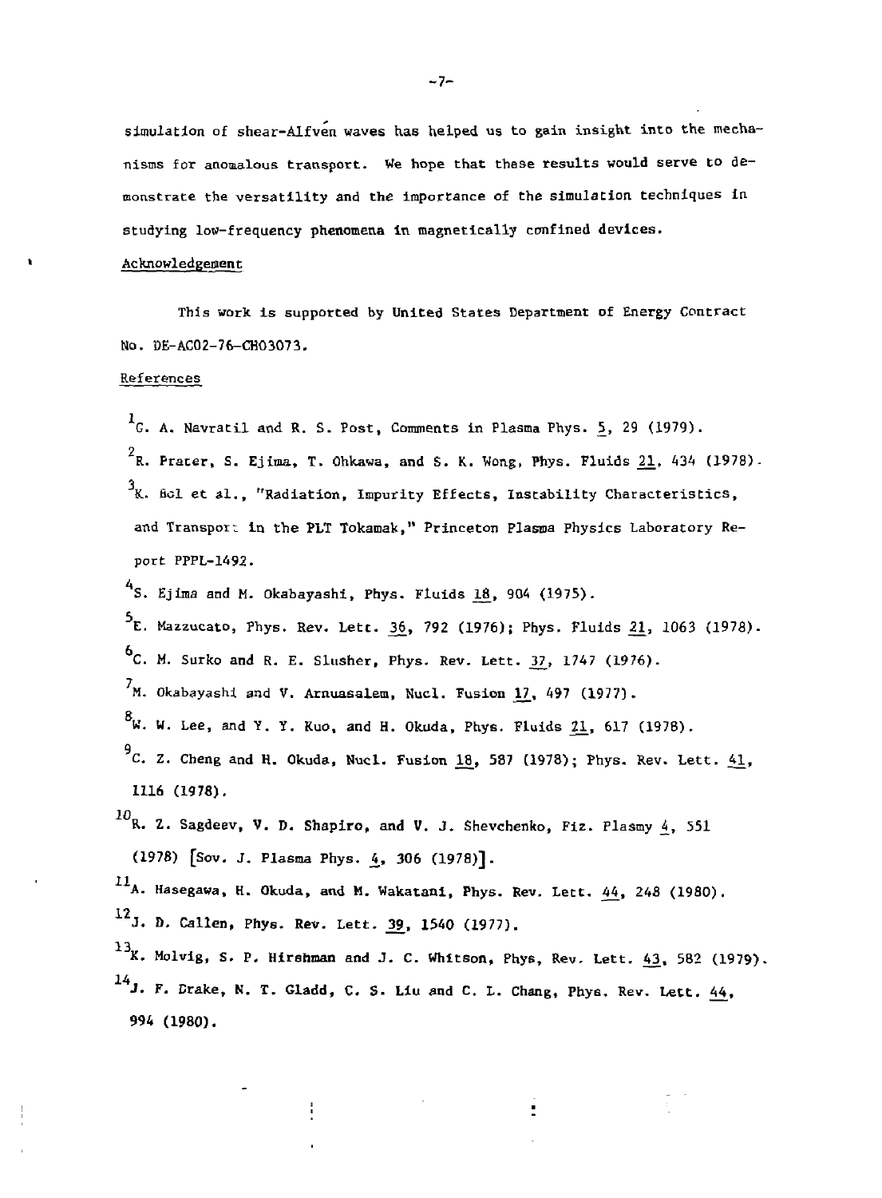simulation of shear-Alfvén waves has helped us to gain insight into the mechanisms for anomalous transport. We hope that these results would serve to demonstrate the versatility and the importance of the simulation techniques in studying low-frequency phenomena in magnetically confined devices.

## Acknowledgement

This work is supported by United States Department of Energy Contract No. DE-AC02-76-CH03073.

## References

[1] G. A. Navratil and R. S. Post, Comments in Plasma Phys. 5, 29 (1979).

[2] R. Prater, S. Ejima, T. Ohkawa, and S. K. Wong, Phys. Fluids 21, 434 (1978).

[3] K. Bol et al., "Radiation, Impurity Effects, Instability Characteristics, and Transport in the PLT Tokamak," Princeton Plasma Physics Laboratory Report PPPL-1492.

[4] S. Ejima and M. Okabayashi, Phys. Fluids 18, 904 (1975).

[5] E. Mazzucato, Phys. Rev. Lett. 36, 792 (1976); Phys. Fluids 21, 1063 (1978).

[6] C. M. Surko and R. E. Slusher, Phys. Rev. Lett. 37, 1747 (1976).

[7] M. Okabayashi and V. Arnuasalem, Nucl. Fusion 17, 497 (1977).

[8] W. W. Lee, and Y. Y. Kuo, and H. Okuda, Phys. Fluids 21, 617 (1978).

[9] C. Z. Cheng and H. Okuda, Nucl. Fusion 18, 587 (1978); Phys. Rev. Lett. 41, 1116 (1978).

[10] R. Z. Sagdeev, V. D. Shapiro, and V. J. Shevchenko, Fiz. Plasmy 4, 551 (1978) [Sov. J. Plasma Phys. 4, 306 (1978)].

[11] A. Hasegawa, H. Okuda, and M. Wakatani, Phys. Rev. Lett. 44, 248 (1980).

[12] J. D. Callen, Phys. Rev. Lett. 39, 1540 (1977).

[13] K. Molvig, S. P. Hirshman and J. C. Whitson, Phys. Rev. Lett. 43, 582 (1979).

[14] J. F. Drake, N. T. Gladd, C. S. Liu and C. L. Chang, Phys. Rev. Lett. 44, 994 (1980).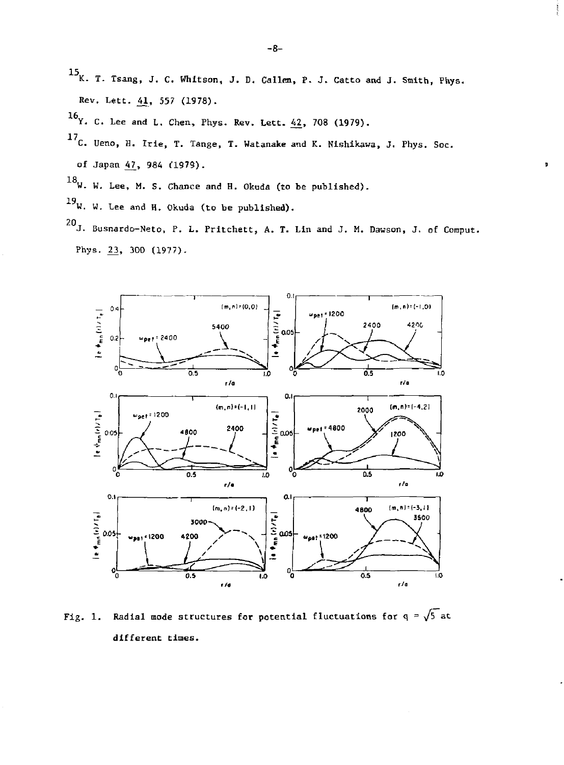[15] K. T. Tsang, J. C. Whitson, J. D. Callen, P. J. Catto and J. Smith, Phys. Rev. Lett. 41, 557 (1978).

[16] Y. C. Lee and L. Chen, Phys. Rev. Lett. 42, 708 (1979).

[17] C. Ueno, H. Irie, T. Tange, T. Watanake and K. Nishikawa, J. Phys. Soc. of Japan 47, 984 (1979).

[18] W. W. Lee, M. S. Chance and H. Okuda (to be published).

[19] W. W. Lee and H. Okuda (to be published).

[20] J. Busnardo-Neto, P. L. Pritchett, A. T. Lin and J. M. Dawson, J. of Comput. Phys. 23, 300 (1977).

Fig. 1. Radial mode structures for potential fluctuations for $q = \sqrt{5}$ at different times.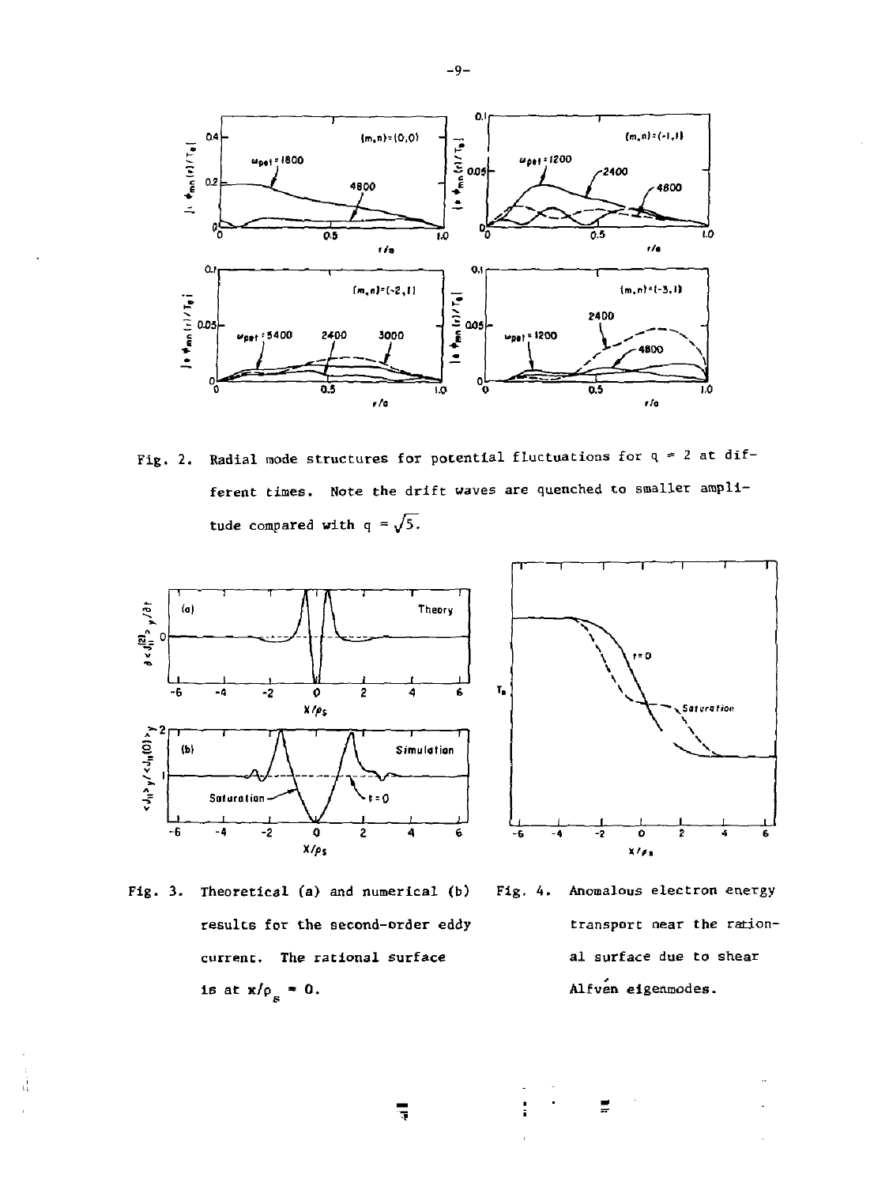(m,n)=(0,0)

$|e\phi_{mn}(r)/T_e|$

$\omega_{pe}t = 1800$

4800

0.4

0.2

0

0.5

1.0

r/a

(m,n)=(-1,1)

$\omega_{pe}t = 1200$

2400

4800

0.1

0.05

(m,n)=(-2,1)

$\omega_{pe}t = 5400$

2400

3000

(m,n)=(-3,1)

$\omega_{pe}t = 1200$

2400

4800

Fig. 2. Radial mode structures for potential fluctuations for $q = 2$ at different times. Note the drift waves are quenched to smaller amplitude compared with $q = \sqrt{5}$.

(a)

Theory

$\partial \langle J_{\parallel}^{(2)} \rangle_y / \partial t$

0

-6 -4 -2 0 2 4 6

$X/\rho_s$

(b)

Simulation

$\langle J_{\parallel} \rangle_y / \langle J_{\parallel}(0) \rangle_y$

2

1

Saturation

t = 0

-6 -4 -2 0 2 4 6

$X/\rho_s$

$T_e$

t = 0

Saturation

-6 -4 -2 0 2 4 6

$X/\rho_s$

Fig. 3. Theoretical (a) and numerical (b) results for the second-order eddy current. The rational surface is at $x/\rho_s = 0$.

Fig. 4. Anomalous electron energy transport near the rational surface due to shear Alfvén eigenmodes.